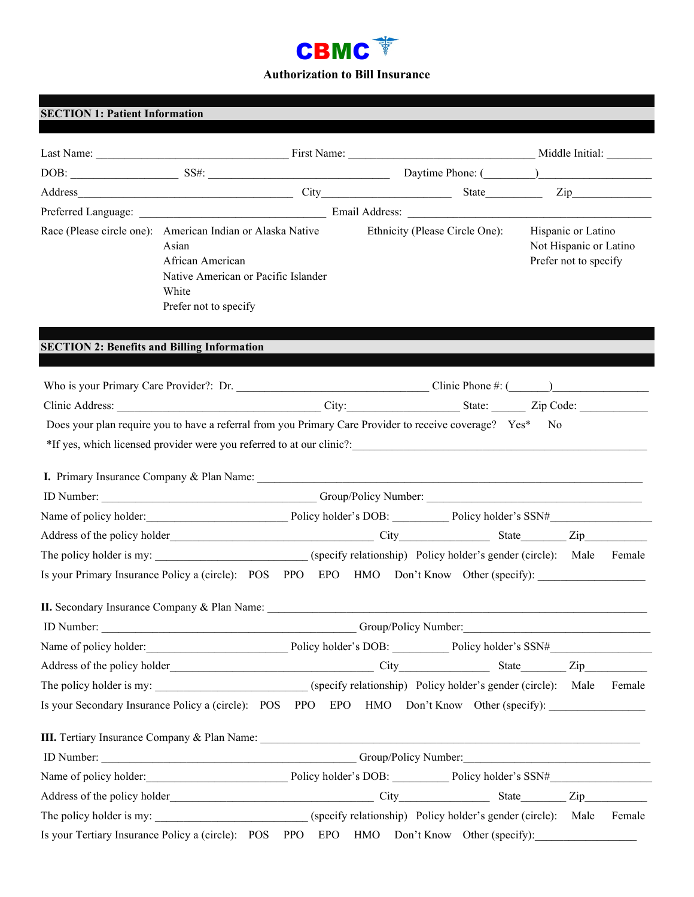# CBMC

## Authorization to Bill Insurance

### SECTION 1: Patient Information

Last Name: ______________________________ First Name: ______________________________ Middle Initial: ________

DOB: _________________ SS#: ____________________________ Daytime Phone: (________)__________________

Address______________________________________ City______________________ State__________ Zip______________

Preferred Language: _____________________________ Email Address: ______________________________________

Race (Please circle one):
- American Indian or Alaska Native
- Asian
- African American
- Native American or Pacific Islander
- White
- Prefer not to specify

Ethnicity (Please Circle One):
- Hispanic or Latino
- Not Hispanic or Latino
- Prefer not to specify

### SECTION 2: Benefits and Billing Information

Who is your Primary Care Provider?: Dr. ______________________________ Clinic Phone #: (_______)________________

Clinic Address: _______________________________ City:__________________ State: ______ Zip Code: ____________

Does your plan require you to have a referral from you Primary Care Provider to receive coverage? Yes* No

*If yes, which licensed provider were you referred to at our clinic?:_____________________________________________

**I.** Primary Insurance Company & Plan Name: ______________________________________________________________

ID Number: ____________________________________ Group/Policy Number: ____________________________________

Name of policy holder:________________________ Policy holder's DOB: _________ Policy holder's SSN#__________________

Address of the policy holder__________________________________ City________________ State________ Zip___________

The policy holder is my: __________________________ (specify relationship) Policy holder's gender (circle): Male Female

Is your Primary Insurance Policy a (circle): POS PPO EPO HMO Don't Know Other (specify): __________________

**II.** Secondary Insurance Company & Plan Name: ______________________________________________________________

ID Number: ___________________________________________ Group/Policy Number:_______________________________

Name of policy holder:________________________ Policy holder's DOB: _________ Policy holder's SSN#__________________

Address of the policy holder__________________________________ City________________ State________ Zip___________

The policy holder is my: __________________________ (specify relationship) Policy holder's gender (circle): Male Female

Is your Secondary Insurance Policy a (circle): POS PPO EPO HMO Don't Know Other (specify): ________________

**III.** Tertiary Insurance Company & Plan Name: ______________________________________________________________

ID Number: ___________________________________________ Group/Policy Number:_______________________________

Name of policy holder:________________________ Policy holder's DOB: _________ Policy holder's SSN#__________________

Address of the policy holder__________________________________ City________________ State________ Zip___________

The policy holder is my: __________________________ (specify relationship) Policy holder's gender (circle): Male Female

Is your Tertiary Insurance Policy a (circle): POS PPO EPO HMO Don't Know Other (specify):_________________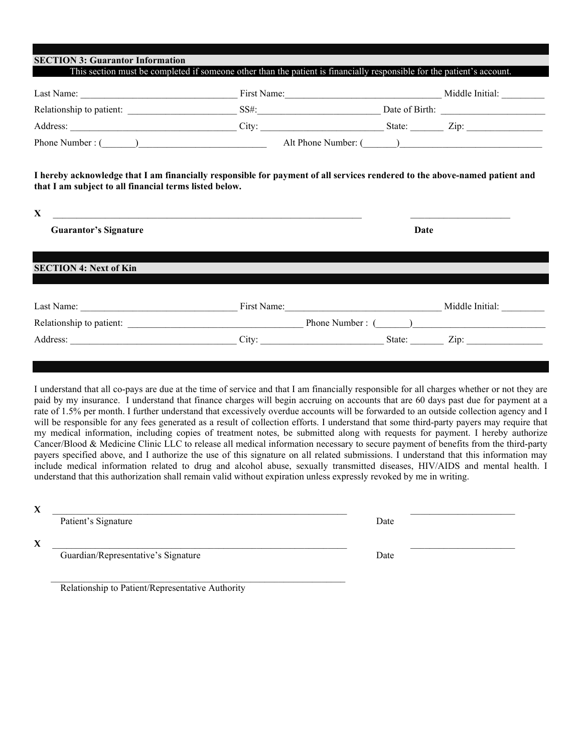## SECTION 3: Guarantor Information

This section must be completed if someone other than the patient is financially responsible for the patient's account.

Last Name: ________________________________ First Name:________________________________ Middle Initial: _________

Relationship to patient: ______________________ SS#:_________________________ Date of Birth: ______________________

Address: ___________________________________ City: _________________________ State: _______ Zip: _______________

Phone Number : (_______)__________________________ Alt Phone Number: (_______)_____________________________

**I hereby acknowledge that I am financially responsible for payment of all services rendered to the above-named patient and that I am subject to all financial terms listed below.**

**X** ___________________________________________________________________ _____________________

**Guarantor's Signature** **Date**

## SECTION 4: Next of Kin

Last Name: ________________________________ First Name:________________________________ Middle Initial: _________

Relationship to patient: ____________________________________ Phone Number : (_______)___________________________

Address: ___________________________________ City: _________________________ State: _______ Zip: _______________

I understand that all co-pays are due at the time of service and that I am financially responsible for all charges whether or not they are paid by my insurance. I understand that finance charges will begin accruing on accounts that are 60 days past due for payment at a rate of 1.5% per month. I further understand that excessively overdue accounts will be forwarded to an outside collection agency and I will be responsible for any fees generated as a result of collection efforts. I understand that some third-party payers may require that my medical information, including copies of treatment notes, be submitted along with requests for payment. I hereby authorize Cancer/Blood & Medicine Clinic LLC to release all medical information necessary to secure payment of benefits from the third-party payers specified above, and I authorize the use of this signature on all related submissions. I understand that this information may include medical information related to drug and alcohol abuse, sexually transmitted diseases, HIV/AIDS and mental health. I understand that this authorization shall remain valid without expiration unless expressly revoked by me in writing.

X _______________________________________________________________ ______________________

Patient's Signature Date

X _______________________________________________________________ ______________________

Guardian/Representative's Signature Date

_______________________________________________________________

Relationship to Patient/Representative Authority